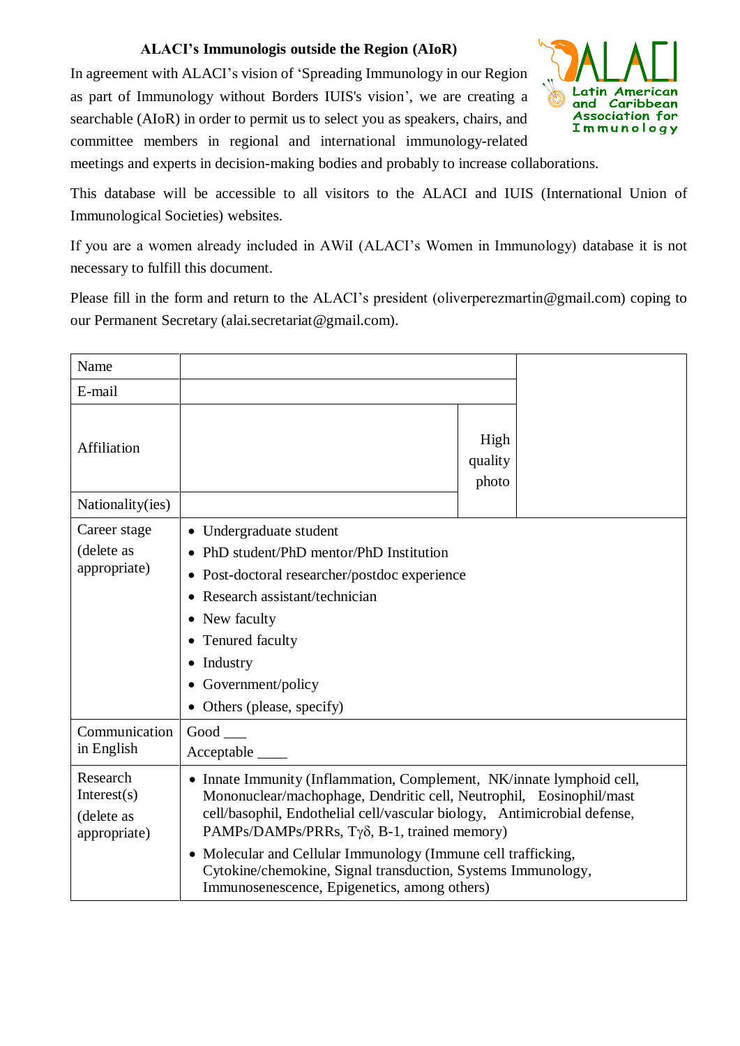**ALACI's Immunologis outside the Region (AIoR)**

In agreement with ALACI's vision of 'Spreading Immunology in our Region as part of Immunology without Borders IUIS's vision', we are creating a searchable (AIoR) in order to permit us to select you as speakers, chairs, and committee members in regional and international immunology-related meetings and experts in decision-making bodies and probably to increase collaborations.

This database will be accessible to all visitors to the ALACI and IUIS (International Union of Immunological Societies) websites.

If you are a women already included in AWiI (ALACI's Women in Immunology) database it is not necessary to fulfill this document.

Please fill in the form and return to the ALACI's president (oliverperezmartin@gmail.com) coping to our Permanent Secretary (alai.secretariat@gmail.com).

| | | | |
|---|---|---|---|
| Name | | | |
| E-mail | | | |
| Affiliation | | High quality photo | |
| Nationality(ies) | | | |
| Career stage (delete as appropriate) | • Undergraduate student<br>• PhD student/PhD mentor/PhD Institution<br>• Post-doctoral researcher/postdoc experience<br>• Research assistant/technician<br>• New faculty<br>• Tenured faculty<br>• Industry<br>• Government/policy<br>• Others (please, specify) | | |
| Communication in English | Good ___<br>Acceptable ____ | | |
| Research Interest(s) (delete as appropriate) | • Innate Immunity (Inflammation, Complement, NK/innate lymphoid cell, Mononuclear/machophage, Dendritic cell, Neutrophil, Eosinophil/mast cell/basophil, Endothelial cell/vascular biology, Antimicrobial defense, PAMPs/DAMPs/PRRs, Tγδ, B-1, trained memory)<br>• Molecular and Cellular Immunology (Immune cell trafficking, Cytokine/chemokine, Signal transduction, Systems Immunology, Immunosenescence, Epigenetics, among others) | | |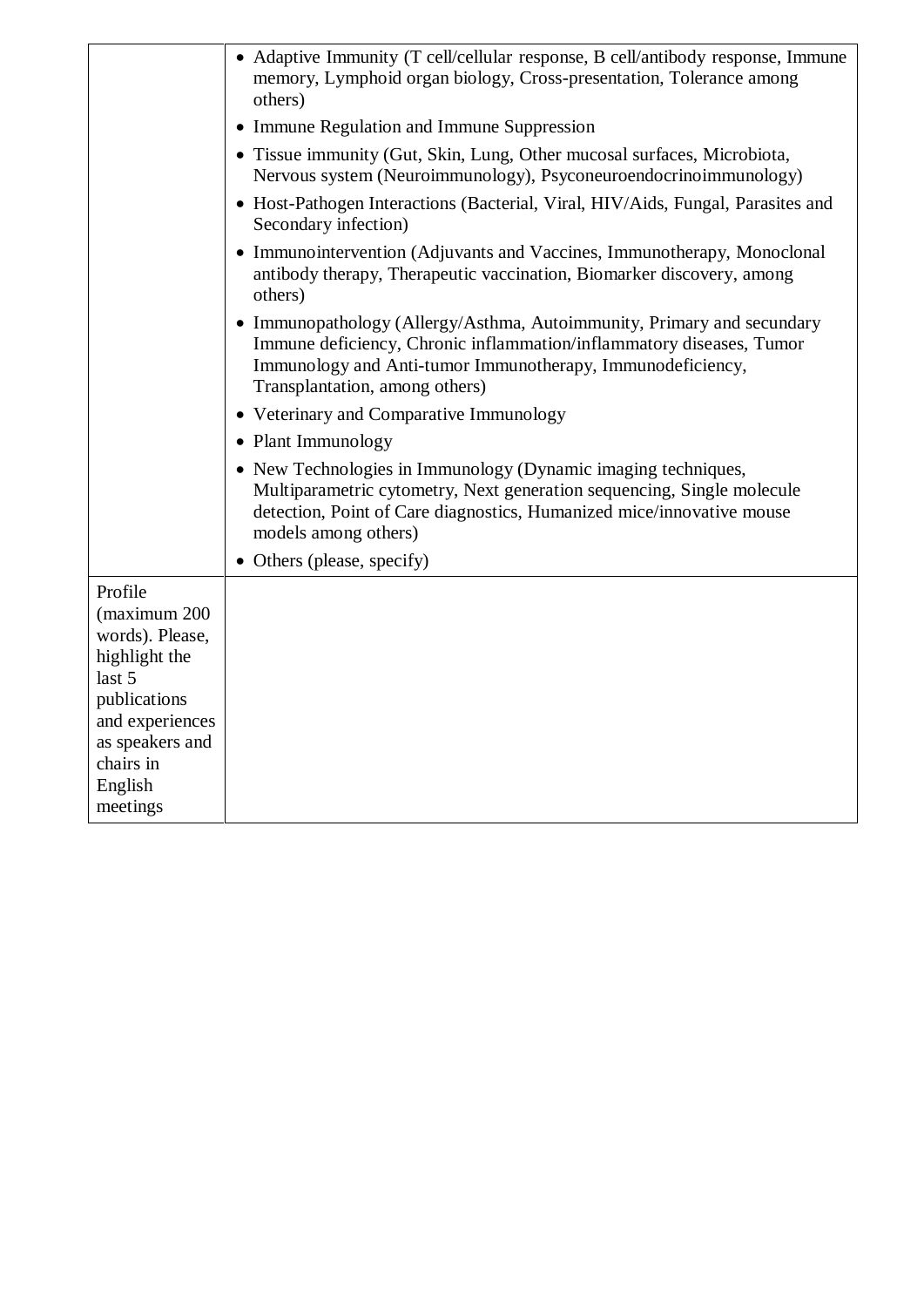| | |
|---|---|
| | • Adaptive Immunity (T cell/cellular response, B cell/antibody response, Immune memory, Lymphoid organ biology, Cross-presentation, Tolerance among others)<br>• Immune Regulation and Immune Suppression<br>• Tissue immunity (Gut, Skin, Lung, Other mucosal surfaces, Microbiota, Nervous system (Neuroimmunology), Psyconeuroendocrinoimmunology)<br>• Host-Pathogen Interactions (Bacterial, Viral, HIV/Aids, Fungal, Parasites and Secondary infection)<br>• Immunointervention (Adjuvants and Vaccines, Immunotherapy, Monoclonal antibody therapy, Therapeutic vaccination, Biomarker discovery, among others)<br>• Immunopathology (Allergy/Asthma, Autoimmunity, Primary and secundary Immune deficiency, Chronic inflammation/inflammatory diseases, Tumor Immunology and Anti-tumor Immunotherapy, Immunodeficiency, Transplantation, among others)<br>• Veterinary and Comparative Immunology<br>• Plant Immunology<br>• New Technologies in Immunology (Dynamic imaging techniques, Multiparametric cytometry, Next generation sequencing, Single molecule detection, Point of Care diagnostics, Humanized mice/innovative mouse models among others)<br>• Others (please, specify) |
| Profile (maximum 200 words). Please, highlight the last 5 publications and experiences as speakers and chairs in English meetings | |